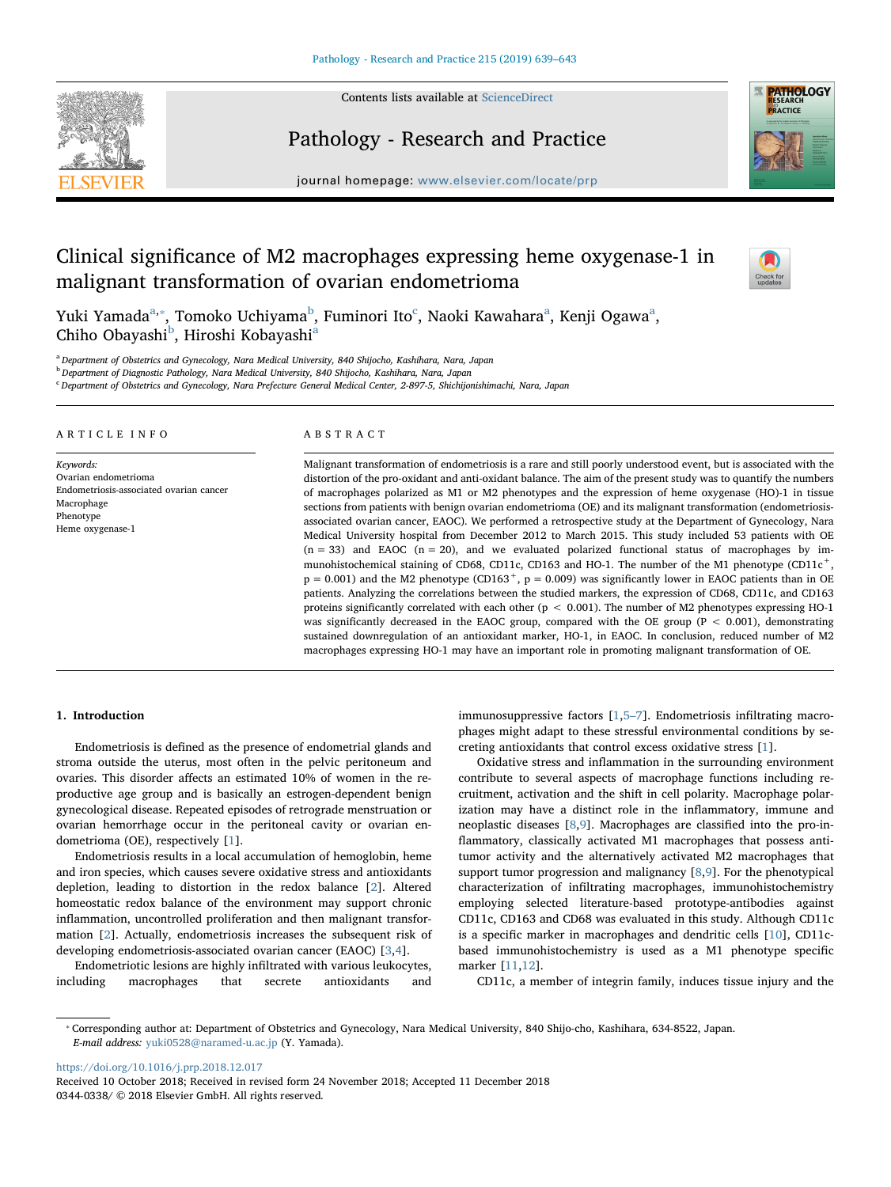# Clinical significance of M2 macrophages expressing heme oxygenase-1 in malignant transformation of ovarian endometrioma

Yuki Yamada[a,*], Tomoko Uchiyama[b], Fuminori Ito[c], Naoki Kawahara[a], Kenji Ogawa[a], Chiho Obayashi[b], Hiroshi Kobayashi[a]

[a] Department of Obstetrics and Gynecology, Nara Medical University, 840 Shijocho, Kashihara, Nara, Japan
[b] Department of Diagnostic Pathology, Nara Medical University, 840 Shijocho, Kashihara, Nara, Japan
[c] Department of Obstetrics and Gynecology, Nara Prefecture General Medical Center, 2-897-5, Shichijonishimachi, Nara, Japan

## ARTICLE INFO

*Keywords:*
Ovarian endometrioma
Endometriosis-associated ovarian cancer
Macrophage
Phenotype
Heme oxygenase-1

## ABSTRACT

Malignant transformation of endometriosis is a rare and still poorly understood event, but is associated with the distortion of the pro-oxidant and anti-oxidant balance. The aim of the present study was to quantify the numbers of macrophages polarized as M1 or M2 phenotypes and the expression of heme oxygenase (HO)-1 in tissue sections from patients with benign ovarian endometrioma (OE) and its malignant transformation (endometriosis-associated ovarian cancer, EAOC). We performed a retrospective study at the Department of Gynecology, Nara Medical University hospital from December 2012 to March 2015. This study included 53 patients with OE (n = 33) and EAOC (n = 20), and we evaluated polarized functional status of macrophages by immunohistochemical staining of CD68, CD11c, CD163 and HO-1. The number of the M1 phenotype ($CD11c^{+}$, $p = 0.001$) and the M2 phenotype ($CD163^{+}$, $p = 0.009$) was significantly lower in EAOC patients than in OE patients. Analyzing the correlations between the studied markers, the expression of CD68, CD11c, and CD163 proteins significantly correlated with each other ($p < 0.001$). The number of M2 phenotypes expressing HO-1 was significantly decreased in the EAOC group, compared with the OE group ($P < 0.001$), demonstrating sustained downregulation of an antioxidant marker, HO-1, in EAOC. In conclusion, reduced number of M2 macrophages expressing HO-1 may have an important role in promoting malignant transformation of OE.

## 1. Introduction

Endometriosis is defined as the presence of endometrial glands and stroma outside the uterus, most often in the pelvic peritoneum and ovaries. This disorder affects an estimated 10% of women in the reproductive age group and is basically an estrogen-dependent benign gynecological disease. Repeated episodes of retrograde menstruation or ovarian hemorrhage occur in the peritoneal cavity or ovarian endometrioma (OE), respectively [1].

Endometriosis results in a local accumulation of hemoglobin, heme and iron species, which causes severe oxidative stress and antioxidants depletion, leading to distortion in the redox balance [2]. Altered homeostatic redox balance of the environment may support chronic inflammation, uncontrolled proliferation and then malignant transformation [2]. Actually, endometriosis increases the subsequent risk of developing endometriosis-associated ovarian cancer (EAOC) [3,4].

Endometriotic lesions are highly infiltrated with various leukocytes, including macrophages that secrete antioxidants and immunosuppressive factors [1,5–7]. Endometriosis infiltrating macrophages might adapt to these stressful environmental conditions by secreting antioxidants that control excess oxidative stress [1].

Oxidative stress and inflammation in the surrounding environment contribute to several aspects of macrophage functions including recruitment, activation and the shift in cell polarity. Macrophage polarization may have a distinct role in the inflammatory, immune and neoplastic diseases [8,9]. Macrophages are classified into the pro-inflammatory, classically activated M1 macrophages that possess anti-tumor activity and the alternatively activated M2 macrophages that support tumor progression and malignancy [8,9]. For the phenotypical characterization of infiltrating macrophages, immunohistochemistry employing selected literature-based prototype-antibodies against CD11c, CD163 and CD68 was evaluated in this study. Although CD11c is a specific marker in macrophages and dendritic cells [10], CD11c-based immunohistochemistry is used as a M1 phenotype specific marker [11,12].

CD11c, a member of integrin family, induces tissue injury and the

---

* Corresponding author at: Department of Obstetrics and Gynecology, Nara Medical University, 840 Shijo-cho, Kashihara, 634-8522, Japan.
*E-mail address:* yuki0528@naramed-u.ac.jp (Y. Yamada).

https://doi.org/10.1016/j.prp.2018.12.017
Received 10 October 2018; Received in revised form 24 November 2018; Accepted 11 December 2018
0344-0338/ © 2018 Elsevier GmbH. All rights reserved.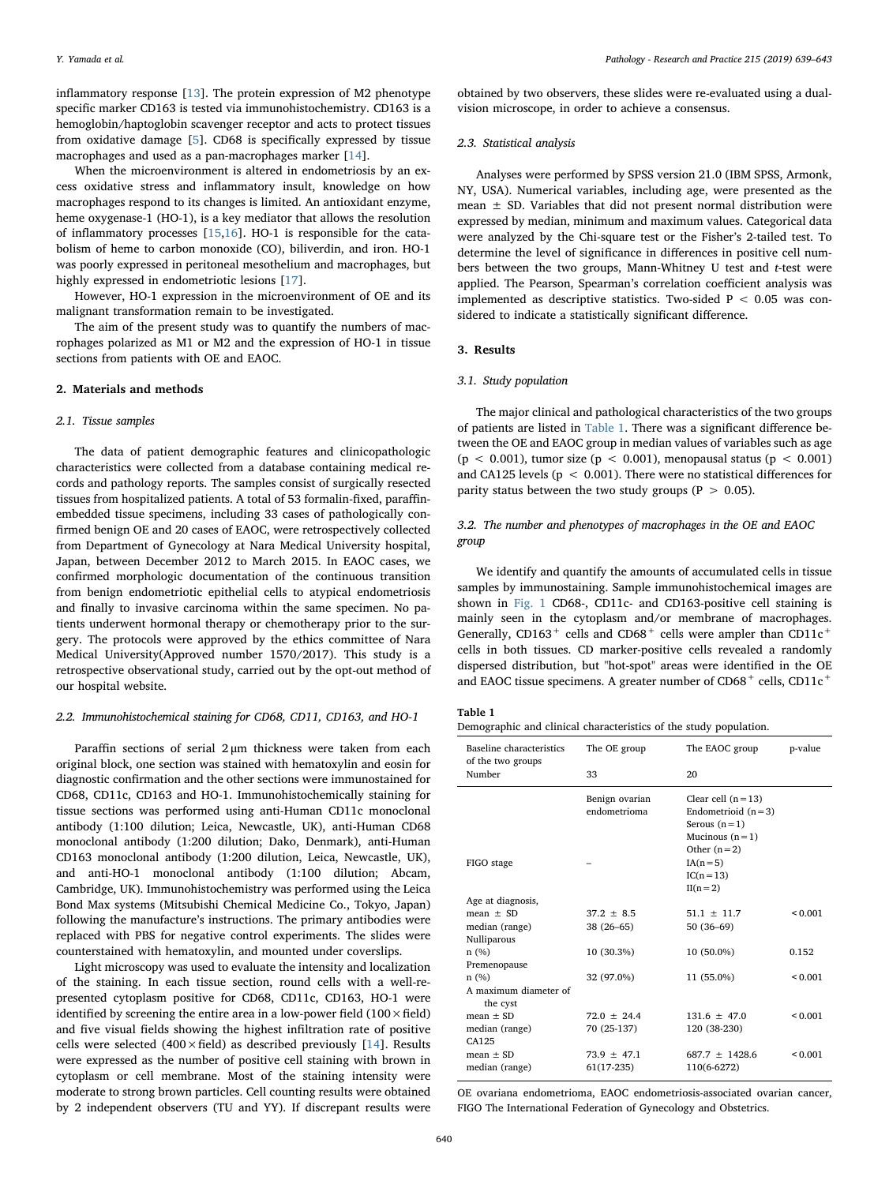inflammatory response [13]. The protein expression of M2 phenotype specific marker CD163 is tested via immunohistochemistry. CD163 is a hemoglobin/haptoglobin scavenger receptor and acts to protect tissues from oxidative damage [5]. CD68 is specifically expressed by tissue macrophages and used as a pan-macrophages marker [14].

When the microenvironment is altered in endometriosis by an excess oxidative stress and inflammatory insult, knowledge on how macrophages respond to its changes is limited. An antioxidant enzyme, heme oxygenase-1 (HO-1), is a key mediator that allows the resolution of inflammatory processes [15,16]. HO-1 is responsible for the catabolism of heme to carbon monoxide (CO), biliverdin, and iron. HO-1 was poorly expressed in peritoneal mesothelium and macrophages, but highly expressed in endometriotic lesions [17].

However, HO-1 expression in the microenvironment of OE and its malignant transformation remain to be investigated.

The aim of the present study was to quantify the numbers of macrophages polarized as M1 or M2 and the expression of HO-1 in tissue sections from patients with OE and EAOC.

## 2. Materials and methods

### 2.1. Tissue samples

The data of patient demographic features and clinicopathologic characteristics were collected from a database containing medical records and pathology reports. The samples consist of surgically resected tissues from hospitalized patients. A total of 53 formalin-fixed, paraffin-embedded tissue specimens, including 33 cases of pathologically confirmed benign OE and 20 cases of EAOC, were retrospectively collected from Department of Gynecology at Nara Medical University hospital, Japan, between December 2012 to March 2015. In EAOC cases, we confirmed morphologic documentation of the continuous transition from benign endometriotic epithelial cells to atypical endometriosis and finally to invasive carcinoma within the same specimen. No patients underwent hormonal therapy or chemotherapy prior to the surgery. The protocols were approved by the ethics committee of Nara Medical University(Approved number 1570/2017). This study is a retrospective observational study, carried out by the opt-out method of our hospital website.

### 2.2. Immunohistochemical staining for CD68, CD11, CD163, and HO-1

Paraffin sections of serial 2 μm thickness were taken from each original block, one section was stained with hematoxylin and eosin for diagnostic confirmation and the other sections were immunostained for CD68, CD11c, CD163 and HO-1. Immunohistochemically staining for tissue sections was performed using anti-Human CD11c monoclonal antibody (1:100 dilution; Leica, Newcastle, UK), anti-Human CD68 monoclonal antibody (1:200 dilution; Dako, Denmark), anti-Human CD163 monoclonal antibody (1:200 dilution, Leica, Newcastle, UK), and anti-HO-1 monoclonal antibody (1:100 dilution; Abcam, Cambridge, UK). Immunohistochemistry was performed using the Leica Bond Max systems (Mitsubishi Chemical Medicine Co., Tokyo, Japan) following the manufacture's instructions. The primary antibodies were replaced with PBS for negative control experiments. The slides were counterstained with hematoxylin, and mounted under coverslips.

Light microscopy was used to evaluate the intensity and localization of the staining. In each tissue section, round cells with a well-represented cytoplasm positive for CD68, CD11c, CD163, HO-1 were identified by screening the entire area in a low-power field (100 × field) and five visual fields showing the highest infiltration rate of positive cells were selected (400 × field) as described previously [14]. Results were expressed as the number of positive cell staining with brown in cytoplasm or cell membrane. Most of the staining intensity were moderate to strong brown particles. Cell counting results were obtained by 2 independent observers (TU and YY). If discrepant results were obtained by two observers, these slides were re-evaluated using a dual-vision microscope, in order to achieve a consensus.

### 2.3. Statistical analysis

Analyses were performed by SPSS version 21.0 (IBM SPSS, Armonk, NY, USA). Numerical variables, including age, were presented as the mean ± SD. Variables that did not present normal distribution were expressed by median, minimum and maximum values. Categorical data were analyzed by the Chi-square test or the Fisher's 2-tailed test. To determine the level of significance in differences in positive cell numbers between the two groups, Mann-Whitney U test and *t*-test were applied. The Pearson, Spearman's correlation coefficient analysis was implemented as descriptive statistics. Two-sided $P < 0.05$ was considered to indicate a statistically significant difference.

## 3. Results

### 3.1. Study population

The major clinical and pathological characteristics of the two groups of patients are listed in Table 1. There was a significant difference between the OE and EAOC group in median values of variables such as age ($p < 0.001$), tumor size ($p < 0.001$), menopausal status ($p < 0.001$) and CA125 levels ($p < 0.001$). There were no statistical differences for parity status between the two study groups ($P > 0.05$).

### 3.2. The number and phenotypes of macrophages in the OE and EAOC group

We identify and quantify the amounts of accumulated cells in tissue samples by immunostaining. Sample immunohistochemical images are shown in Fig. 1 CD68-, CD11c- and CD163-positive cell staining is mainly seen in the cytoplasm and/or membrane of macrophages. Generally, CD163$^+$ cells and CD68$^+$ cells were ampler than CD11c$^+$ cells in both tissues. CD marker-positive cells revealed a randomly dispersed distribution, but "hot-spot" areas were identified in the OE and EAOC tissue specimens. A greater number of CD68$^+$ cells, CD11c$^+$

**Table 1**
Demographic and clinical characteristics of the study population.

| Baseline characteristics of the two groups | The OE group | The EAOC group | p-value |
|---|---|---|---|
| Number | 33 | 20 | |
| | Benign ovarian endometrioma | Clear cell (n = 13)<br>Endometrioid (n = 3)<br>Serous (n = 1)<br>Mucinous (n = 1)<br>Other (n = 2) | |
| FIGO stage | – | IA(n = 5)<br>IC(n = 13)<br>II(n = 2) | |
| Age at diagnosis, | | | |
| mean ± SD | 37.2 ± 8.5 | 51.1 ± 11.7 | < 0.001 |
| median (range) | 38 (26–65) | 50 (36–69) | |
| Nulliparous | | | |
| n (%) | 10 (30.3%) | 10 (50.0%) | 0.152 |
| Premenopause | | | |
| n (%) | 32 (97.0%) | 11 (55.0%) | < 0.001 |
| A maximum diameter of the cyst | | | |
| mean ± SD | 72.0 ± 24.4 | 131.6 ± 47.0 | < 0.001 |
| median (range) | 70 (25-137) | 120 (38-230) | |
| CA125 | | | |
| mean ± SD | 73.9 ± 47.1 | 687.7 ± 1428.6 | < 0.001 |
| median (range) | 61(17-235) | 110(6-6272) | |

OE ovariana endometrioma, EAOC endometriosis-associated ovarian cancer, FIGO The International Federation of Gynecology and Obstetrics.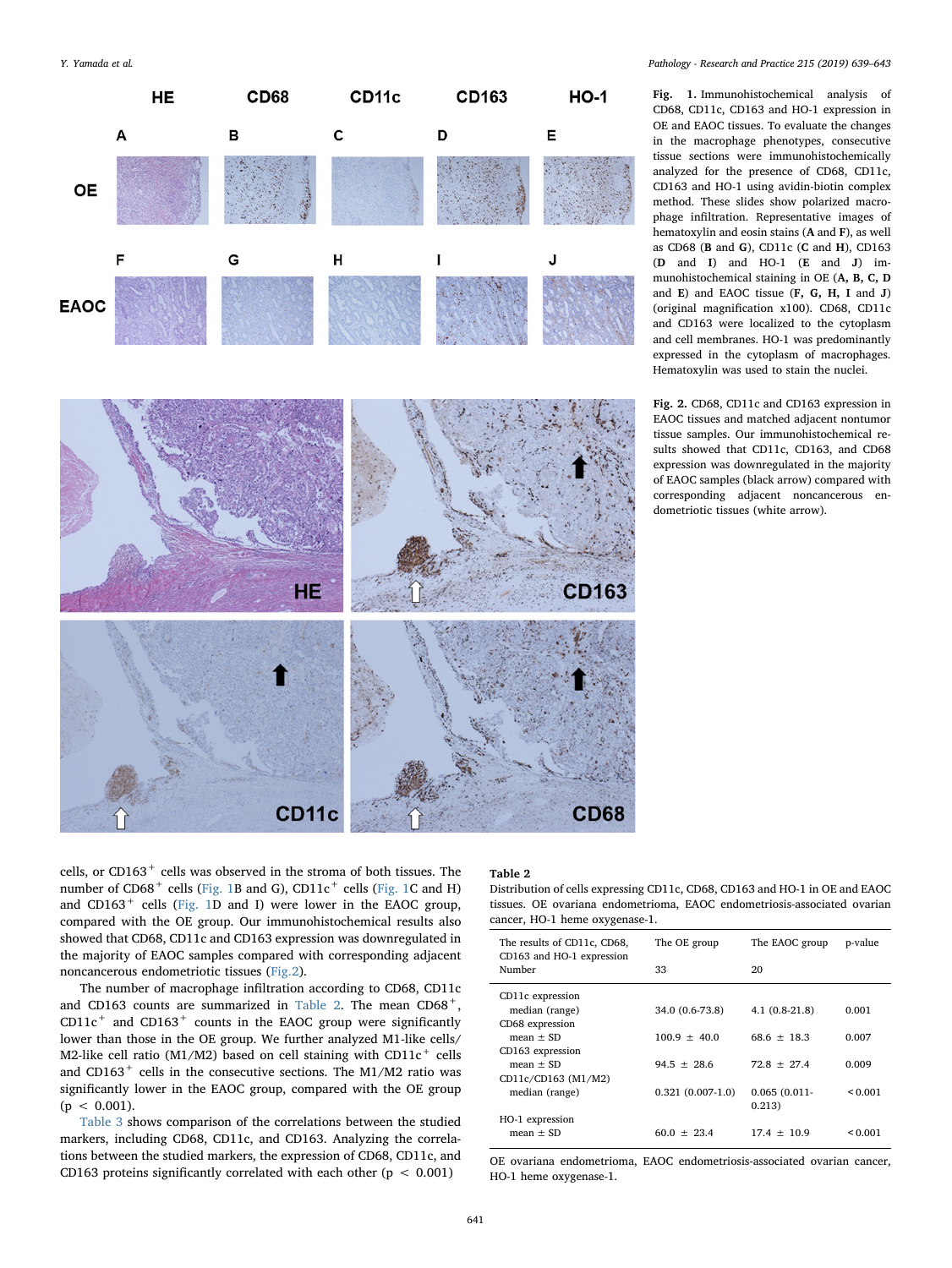Fig. 1. Immunohistochemical analysis of CD68, CD11c, CD163 and HO-1 expression in OE and EAOC tissues. To evaluate the changes in the macrophage phenotypes, consecutive tissue sections were immunohistochemically analyzed for the presence of CD68, CD11c, CD163 and HO-1 using avidin-biotin complex method. These slides show polarized macrophage infiltration. Representative images of hematoxylin and eosin stains (**A** and **F**), as well as CD68 (**B** and **G**), CD11c (**C** and **H**), CD163 (**D** and **I**) and HO-1 (**E** and **J**) immunohistochemical staining in OE (**A, B, C, D** and **E**) and EAOC tissue (**F, G, H, I** and **J**) (original magnification x100). CD68, CD11c and CD163 were localized to the cytoplasm and cell membranes. HO-1 was predominantly expressed in the cytoplasm of macrophages. Hematoxylin was used to stain the nuclei.

Fig. 2. CD68, CD11c and CD163 expression in EAOC tissues and matched adjacent nontumor tissue samples. Our immunohistochemical results showed that CD11c, CD163, and CD68 expression was downregulated in the majority of EAOC samples (black arrow) compared with corresponding adjacent noncancerous endometriotic tissues (white arrow).

cells, or CD163$^+$ cells was observed in the stroma of both tissues. The number of CD68$^+$ cells (Fig. 1B and G), CD11c$^+$ cells (Fig. 1C and H) and CD163$^+$ cells (Fig. 1D and I) were lower in the EAOC group, compared with the OE group. Our immunohistochemical results also showed that CD68, CD11c and CD163 expression was downregulated in the majority of EAOC samples compared with corresponding adjacent noncancerous endometriotic tissues (Fig.2).

The number of macrophage infiltration according to CD68, CD11c and CD163 counts are summarized in Table 2. The mean CD68$^+$, CD11c$^+$ and CD163$^+$ counts in the EAOC group were significantly lower than those in the OE group. We further analyzed M1-like cells/M2-like cell ratio (M1/M2) based on cell staining with CD11c$^+$ cells and CD163$^+$ cells in the consecutive sections. The M1/M2 ratio was significantly lower in the EAOC group, compared with the OE group ($p < 0.001$).

Table 3 shows comparison of the correlations between the studied markers, including CD68, CD11c, and CD163. Analyzing the correlations between the studied markers, the expression of CD68, CD11c, and CD163 proteins significantly correlated with each other ($p < 0.001$)

**Table 2**
Distribution of cells expressing CD11c, CD68, CD163 and HO-1 in OE and EAOC tissues. OE ovariana endometrioma, EAOC endometriosis-associated ovarian cancer, HO-1 heme oxygenase-1.

| The results of CD11c, CD68, CD163 and HO-1 expression | The OE group | The EAOC group | p-value |
|---|---|---|---|
| Number | 33 | 20 | |
| CD11c expression | | | |
| median (range) | 34.0 (0.6-73.8) | 4.1 (0.8-21.8) | 0.001 |
| CD68 expression | | | |
| mean ± SD | 100.9 ± 40.0 | 68.6 ± 18.3 | 0.007 |
| CD163 expression | | | |
| mean ± SD | 94.5 ± 28.6 | 72.8 ± 27.4 | 0.009 |
| CD11c/CD163 (M1/M2) | | | |
| median (range) | 0.321 (0.007-1.0) | 0.065 (0.011-0.213) | < 0.001 |
| HO-1 expression | | | |
| mean ± SD | 60.0 ± 23.4 | 17.4 ± 10.9 | < 0.001 |

OE ovariana endometrioma, EAOC endometriosis-associated ovarian cancer, HO-1 heme oxygenase-1.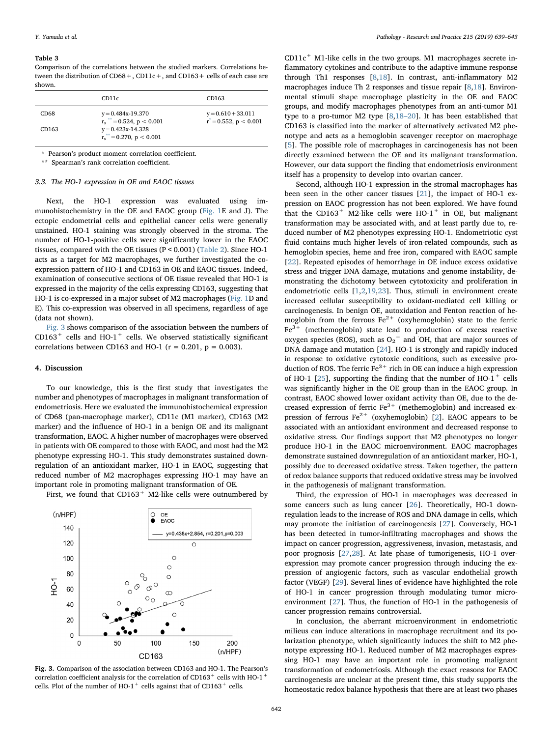**Table 3**
Comparison of the correlations between the studied markers. Correlations between the distribution of CD68+, CD11c+, and CD163+ cells of each case are shown.

| | CD11c | CD163 |
|---|---|---|
| CD68 | $y = 0.484x\text{-}19.370$<br>$r_s^{**} = 0.524$, $p < 0.001$ | $y = 0.610 + 33.011$<br>$r^{*} = 0.552$, $p < 0.001$ |
| CD163 | $y = 0.423x\text{-}14.328$<br>$r_s^{**} = 0.270$, $p < 0.001$ | |

\* Pearson's product moment correlation coefficient.

\*\* Spearman's rank correlation coefficient.

### 3.3. The HO-1 expression in OE and EAOC tissues

Next, the HO-1 expression was evaluated using immunohistochemistry in the OE and EAOC group (Fig. 1E and J). The ectopic endometrial cells and epithelial cancer cells were generally unstained. HO-1 staining was strongly observed in the stroma. The number of HO-1-positive cells were significantly lower in the EAOC tissues, compared with the OE tissues ($P < 0.001$) (Table 2). Since HO-1 acts as a target for M2 macrophages, we further investigated the co-expression pattern of HO-1 and CD163 in OE and EAOC tissues. Indeed, examination of consecutive sections of OE tissue revealed that HO-1 is expressed in the majority of the cells expressing CD163, suggesting that HO-1 is co-expressed in a major subset of M2 macrophages (Fig. 1D and E). This co-expression was observed in all specimens, regardless of age (data not shown).

Fig. 3 shows comparison of the association between the numbers of $CD163^{+}$ cells and $HO\text{-}1^{+}$ cells. We observed statistically significant correlations between CD163 and HO-1 ($r = 0.201$, $p = 0.003$).

## 4. Discussion

To our knowledge, this is the first study that investigates the number and phenotypes of macrophages in malignant transformation of endometriosis. Here we evaluated the immunohistochemical expression of CD68 (pan-macrophage marker), CD11c (M1 marker), CD163 (M2 marker) and the influence of HO-1 in a benign OE and its malignant transformation, EAOC. A higher number of macrophages were observed in patients with OE compared to those with EAOC, and most had the M2 phenotype expressing HO-1. This study demonstrates sustained down-regulation of an antioxidant marker, HO-1 in EAOC, suggesting that reduced number of M2 macrophages expressing HO-1 may have an important role in promoting malignant transformation of OE.

First, we found that $CD163^{+}$ M2-like cells were outnumbered by $CD11c^{+}$ M1-like cells in the two groups. M1 macrophages secrete inflammatory cytokines and contribute to the adaptive immune response through Th1 responses [8,18]. In contrast, anti-inflammatory M2 macrophages induce Th 2 responses and tissue repair [8,18]. Environmental stimuli shape macrophage plasticity in the OE and EAOC groups, and modify macrophages phenotypes from an anti-tumor M1 type to a pro-tumor M2 type [8,18–20]. It has been established that CD163 is classified into the marker of alternatively activated M2 phenotype and acts as a hemoglobin scavenger receptor on macrophage [5]. The possible role of macrophages in carcinogenesis has not been directly examined between the OE and its malignant transformation. However, our data support the finding that endometriosis environment itself has a propensity to develop into ovarian cancer.

Second, although HO-1 expression in the stromal macrophages has been seen in the other cancer tissues [21], the impact of HO-1 expression on EAOC progression has not been explored. We have found that the $CD163^{+}$ M2-like cells were $HO\text{-}1^{+}$ in OE, but malignant transformation may be associated with, at least partly due to, reduced number of M2 phenotypes expressing HO-1. Endometriotic cyst fluid contains much higher levels of iron-related compounds, such as hemoglobin species, heme and free iron, compared with EAOC sample [22]. Repeated episodes of hemorrhage in OE induce excess oxidative stress and trigger DNA damage, mutations and genome instability, demonstrating the dichotomy between cytotoxicity and proliferation in endometriotic cells [1,2,19,23]. Thus, stimuli in environment create increased cellular susceptibility to oxidant-mediated cell killing or carcinogenesis. In benign OE, autoxidation and Fenton reaction of hemoglobin from the ferrous $Fe^{2+}$ (oxyhemoglobin) state to the ferric $Fe^{3+}$ (methemoglobin) state lead to production of excess reactive oxygen species (ROS), such as $O_2^{-}$ and $\cdot OH$, that are major sources of DNA damage and mutation [24]. HO-1 is strongly and rapidly induced in response to oxidative stress conditions, such as excessive production of ROS. The ferric $Fe^{3+}$ rich in OE can induce a high expression of HO-1 [25], supporting the finding that the number of $HO\text{-}1^{+}$ cells was significantly higher in the OE group than in the EAOC group. In contrast, EAOC showed lower oxidant activity than OE, due to the decreased expression of ferric $Fe^{3+}$ (methemoglobin) and increased expression of ferrous $Fe^{2+}$ (oxyhemoglobin) [2]. EAOC appears to be associated with an antioxidant environment and decreased response to oxidative stress. Our findings support that M2 phenotypes no longer produce HO-1 in the EAOC microenvironment. EAOC macrophages demonstrate sustained downregulation of an antioxidant marker, HO-1, possibly due to decreased oxidative stress. Taken together, the pattern of redox balance supports that reduced oxidative stress may be involved in the pathogenesis of malignant transformation.

Third, the expression of HO-1 in macrophages was decreased in some cancers such as lung cancer [26]. Theoretically, HO-1 downregulation leads to the increase of ROS and DNA damage in cells, which may promote the initiation of carcinogenesis [27]. Conversely, HO-1 has been detected in tumor-infiltrating macrophages and shows the impact on cancer progression, aggressiveness, invasion, metastasis, and poor prognosis [27,28]. At late phase of tumorigenesis, HO-1 overexpression may promote cancer progression through inducing the expression of angiogenic factors, such as vascular endothelial growth factor (VEGF) [29]. Several lines of evidence have highlighted the role of HO-1 in cancer progression through modulating tumor microenvironment [27]. Thus, the function of HO-1 in the pathogenesis of cancer progression remains controversial.

In conclusion, the aberrant microenvironment in endometriotic milieus can induce alterations in macrophage recruitment and its polarization phenotype, which significantly induces the shift to M2 phenotype expressing HO-1. Reduced number of M2 macrophages expressing HO-1 may have an important role in promoting malignant transformation of endometriosis. Although the exact reasons for EAOC carcinogenesis are unclear at the present time, this study supports the homeostatic redox balance hypothesis that there are at least two phases

**Fig. 3.** Comparison of the association between CD163 and HO-1. The Pearson's correlation coefficient analysis for the correlation of $CD163^{+}$ cells with $HO\text{-}1^{+}$ cells. Plot of the number of $HO\text{-}1^{+}$ cells against that of $CD163^{+}$ cells.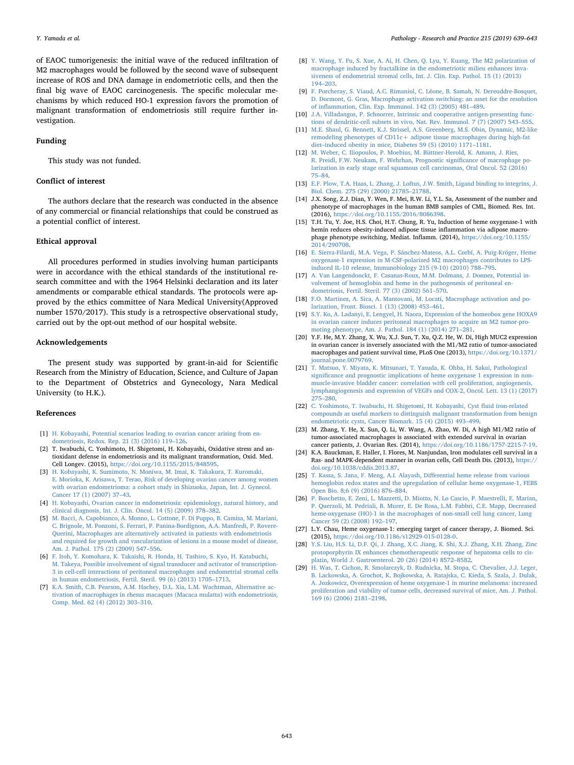of EAOC tumorigenesis: the initial wave of the reduced infiltration of M2 macrophages would be followed by the second wave of subsequent increase of ROS and DNA damage in endometriotic cells, and then the final big wave of EAOC carcinogenesis. The specific molecular mechanisms by which reduced HO-1 expression favors the promotion of malignant transformation of endometriosis still require further investigation.

## Funding

This study was not funded.

## Conflict of interest

The authors declare that the research was conducted in the absence of any commercial or financial relationships that could be construed as a potential conflict of interest.

## Ethical approval

All procedures performed in studies involving human participants were in accordance with the ethical standards of the institutional research committee and with the 1964 Helsinki declaration and its later amendments or comparable ethical standards. The protocols were approved by the ethics committee of Nara Medical University(Approved number 1570/2017). This study is a retrospective observational study, carried out by the opt-out method of our hospital website.

## Acknowledgements

The present study was supported by grant-in-aid for Scientific Research from the Ministry of Education, Science, and Culture of Japan to the Department of Obstetrics and Gynecology, Nara Medical University (to H.K.).

## References

[1] H. Kobayashi, Potential scenarios leading to ovarian cancer arising from endometriosis, Redox. Rep. 21 (3) (2016) 119–126.

[2] T. Iwabuchi, C. Yoshimoto, H. Shigetomi, H. Kobayashi, Oxidative stress and antioxidant defense in endometriosis and its malignant transformation, Oxid. Med. Cell Longev. (2015), https://doi.org/10.1155/2015/848595.

[3] H. Kobayashi, K. Sumimoto, N. Moniwa, M. Imai, K. Takakura, T. Kuromaki, E. Morioka, K. Arisawa, T. Terao, Risk of developing ovarian cancer among women with ovarian endometrioma: a cohort study in Shizuoka, Japan, Int. J. Gynecol. Cancer 17 (1) (2007) 37–43.

[4] H. Kobayashi, Ovarian cancer in endometriosis: epidemiology, natural history, and clinical diagnosis, Int. J. Clin. Oncol. 14 (5) (2009) 378–382.

[5] M. Bacci, A. Capobianco, A. Monno, L. Cottone, F. Di Puppo, B. Camisa, M. Mariani, C. Brignole, M. Ponzoni, S. Ferrari, P. Panina-Bordignon, A.A. Manfredi, P. Rovere-Querini, Macrophages are alternatively activated in patients with endometriosis and required for growth and vascularization of lesions in a mouse model of disease, Am. J. Pathol. 175 (2) (2009) 547–556.

[6] F. Itoh, Y. Komohara, K. Takaishi, R. Honda, H. Tashiro, S. Kyo, H. Katabuchi, M. Takeya, Possible involvement of signal transducer and activator of transcription-3 in cell-cell interactions of peritoneal macrophages and endometrial stromal cells in human endometriosis, Fertil. Steril. 99 (6) (2013) 1705–1713.

[7] K.A. Smith, C.B. Pearson, A.M. Hachey, D.L. Xia, L.M. Wachtman, Alternative activation of macrophages in rhesus macaques (Macaca mulatta) with endometriosis, Comp. Med. 62 (4) (2012) 303–310.

[8] Y. Wang, Y. Fu, S. Xue, A. Ai, H. Chen, Q. Lyu, Y. Kuang, The M2 polarization of macrophage induced by fractalkine in the endometriotic milieu enhances invasiveness of endometrial stromal cells, Int. J. Clin. Exp. Pathol. 15 (1) (2013) 194–203.

[9] F. Porcheray, S. Viaud, A.C. Rimaniol, C. Léone, B. Samah, N. Dereuddre-Bosquet, D. Dormont, G. Gras, Macrophage activation switching: an asset for the resolution of inflammation, Clin. Exp. Immunol. 142 (3) (2005) 481–489.

[10] J.A. Villadangos, P. Schnorrer, Intrinsic and cooperative antigen-presenting functions of dendritic-cell subsets in vivo, Nat. Rev. Immunol. 7 (7) (2007) 543–555.

[11] M.E. Shaul, G. Bennett, K.J. Strissel, A.S. Greenberg, M.S. Obin, Dynamic, M2-like remodeling phenotypes of CD11c+ adipose tissue macrophages during high-fat diet–induced obesity in mice, Diabetes 59 (5) (2010) 1171–1181.

[12] M. Weber, C. Iliopoulos, P. Moebius, M. Büttner-Herold, K. Amann, J. Ries, R. Preidl, F.W. Neukam, F. Wehrhan, Prognostic significance of macrophage polarization in early stage oral squamous cell carcinomas, Oral Oncol. 52 (2016) 75–84.

[13] E.F. Plow, T.A. Haas, L. Zhang, J. Loftus, J.W. Smith, Ligand binding to integrins, J. Biol. Chem. 275 (29) (2000) 21785–21788.

[14] J.X. Song, Z.J. Dian, Y. Wen, F. Mei, R.W. Li, Y.L. Sa, Assessment of the number and phenotype of macrophages in the human BMB samples of CML, Biomed. Res. Int. (2016), https://doi.org/10.1155/2016/8086398.

[15] T.H. Tu, Y. Joe, H.S. Choi, H.T. Chung, R. Yu, Induction of heme oxygenase-1 with hemin reduces obesity-induced adipose tissue inflammation via adipose macrophage phenotype switching, Mediat. Inflamm. (2014), https://doi.org/10.1155/2014/290708.

[16] E. Sierra-Filardi, M.A. Vega, P. Sánchez-Mateos, A.L. Corbí, A. Puig-Kröger, Heme oxygenase-1 expression in M-CSF-polarized M2 macrophages contributes to LPS-induced IL-10 release, Immunobiology 215 (9-10) (2010) 788–795.

[17] A. Van Langendonckt, F. Casanas-Roux, M.M. Dolmans, J. Donnez, Potential involvement of hemoglobin and heme in the pathogenesis of peritoneal endometriosis, Fertil. Steril. 77 (3) (2002) 561–570.

[18] F.O. Martinez, A. Sica, A. Mantovani, M. Locati, Macrophage activation and polarization, Front. Biosci. 1 (13) (2008) 453–461.

[19] S.Y. Ko, A. Ladanyi, E. Lengyel, H. Naora, Expression of the homeobox gene HOXA9 in ovarian cancer induces peritoneal macrophages to acquire an M2 tumor-promoting phenotype, Am. J. Pathol. 184 (1) (2014) 271–281.

[20] Y.F. He, M.Y. Zhang, X. Wu, X.J. Sun, T. Xu, Q.Z. He, W. Di, High MUC2 expression in ovarian cancer is inversely associated with the M1/M2 ratio of tumor-associated macrophages and patient survival time, PLoS One (2013), https://doi.org/10.1371/journal.pone.0079769.

[21] T. Matsuo, Y. Miyata, K. Mitsunari, T. Yasuda, K. Ohba, H. Sakai, Pathological significance and prognostic implications of heme oxygenase 1 expression in non-muscle-invasive bladder cancer: correlation with cell proliferation, angiogenesis, lymphangiogenesis and expression of VEGFs and COX-2, Oncol. Lett. 13 (1) (2017) 275–280.

[22] C. Yoshimoto, T. Iwabuchi, H. Shigetomi, H. Kobayashi, Cyst fluid iron-related compounds as useful markers to distinguish malignant transformation from benign endometriotic cysts, Cancer Biomark. 15 (4) (2015) 493–499.

[23] M. Zhang, Y. He, X. Sun, Q. Li, W. Wang, A. Zhao, W. Di, A high M1/M2 ratio of tumor-associated macrophages is associated with extended survival in ovarian cancer patients, J. Ovarian Res. (2014), https://doi.org/10.1186/1757-2215-7-19.

[24] K.A. Bauckman, E. Haller, I. Flores, M. Nanjundan, Iron modulates cell survival in a Ras- and MAPK-dependent manner in ovarian cells, Cell Death Dis. (2013), https://doi.org/10.1038/cddis.2013.87.

[25] T. Kassa, S. Jana, F. Meng, A.I. Alayash, Differential heme release from various hemoglobin redox states and the upregulation of cellular heme oxygenase-1, FEBS Open Bio. 8;6 (9) (2016) 876–884.

[26] P. Boschetto, E. Zeni, L. Mazzetti, D. Miotto, N. Lo Cascio, P. Maestrelli, E. Marian, P. Querzoli, M. Pedriali, B. Murer, E. De Rosa, L.M. Fabbri, C.E. Mapp, Decreased heme-oxygenase (HO)-1 in the macrophages of non-small cell lung cancer, Lung Cancer 59 (2) (2008) 192–197.

[27] L.Y. Chau, Heme oxygenase-1: emerging target of cancer therapy, J. Biomed. Sci. (2015), https://doi.org/10.1186/s12929-015-0128-0.

[28] Y.S. Liu, H.S. Li, D.F. Qi, J. Zhang, X.C. Jiang, K. Shi, X.J. Zhang, X.H. Zhang, Zinc protoporphyrin IX enhances chemotherapeutic response of hepatoma cells to cisplatin, World J. Gastroenterol. 20 (26) (2014) 8572–8582.

[29] H. Was, T. Cichon, R. Smolarczyk, D. Rudnicka, M. Stopa, C. Chevalier, J.J. Leger, B. Lackowska, A. Grochot, K. Bojkowska, A. Ratajska, C. Kieda, S. Szala, J. Dulak, A. Jozkowicz, Overexpression of heme oxygenase-1 in murine melanoma: increased proliferation and viability of tumor cells, decreased survival of mice, Am. J. Pathol. 169 (6) (2006) 2181–2198.